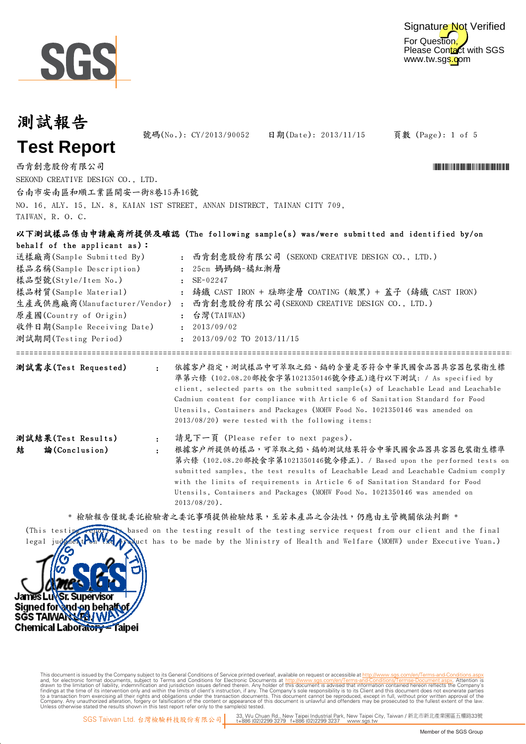# 測試報告

# Test Report

號碼(No.): CY/2013/90052　　日期(Date): 2013/11/15

西肯創意股份有限公司
SEKOND CREATIVE DESIGN CO., LTD.
台南市安南區和順工業區開安一街8巷15弄16號
NO. 16, ALY. 15, LN. 8, KAIAN 1ST STREET, ANNAN DISTRECT, TAINAN CITY 709,
TAIWAN, R. O. C.

**以下測試樣品係由申請廠商所提供及確認 (The following sample(s) was/were submitted and identified by/on behalf of the applicant as):**

| | | |
|---|---|---|
| 送樣廠商(Sample Submitted By) | : | 西肯創意股份有限公司 (SEKOND CREATIVE DESIGN CO., LTD.) |
| 樣品名稱(Sample Description) | : | 25cm 媽媽鍋-橘紅漸層 |
| 樣品型號(Style/Item No.) | : | SE-02247 |
| 樣品材質(Sample Material) | : | 鑄鐵 CAST IRON + 琺瑯塗層 COATING (緞黑) + 蓋子 (鑄鐵 CAST IRON) |
| 生產或供應廠商(Manufacturer/Vendor) | : | 西肯創意股份有限公司(SEKOND CREATIVE DESIGN CO., LTD.) |
| 原產國(Country of Origin) | : | 台灣(TAIWAN) |
| 收件日期(Sample Receiving Date) | : | 2013/09/02 |
| 測試期間(Testing Period) | : | 2013/09/02 TO 2013/11/15 |

**測試需求(Test Requested)**　:　依據客戶指定，測試樣品中可萃取之鉛、鎘的含量是否符合中華民國食品器具容器包裝衛生標準第六條 (102.08.20部授食字第1021350146號令修正)進行以下測試: / As specified by client, selected parts on the submitted sample(s) of Leachable Lead and Leachable Cadmium content for compliance with Article 6 of Sanitation Standard for Food Utensils, Containers and Packages (MOHW Food No. 1021350146 was amended on 2013/08/20) were tested with the following items:

**測試結果(Test Results)**　:　請見下一頁 (Please refer to next pages).

**結　論(Conclusion)**　:　根據客戶所提供的樣品，可萃取之鉛、鎘的測試結果符合中華民國食品器具容器包裝衛生標準第六條 (102.08.20部授食字第1021350146號令修正). / Based upon the performed tests on submitted samples, the test results of Leachable Lead and Leachable Cadmium comply with the limits of requirements in Article 6 of Sanitation Standard for Food Utensils, Containers and Packages (MOHW Food No. 1021350146 was amended on 2013/08/20).

\* 檢驗報告僅就委託檢驗者之委託事項提供檢驗結果，至若本產品之合法性，仍應由主管機關依法判斷 \*

(This testing report is based on the testing result of the testing service request from our client and the final legal judgement on the product has to be made by the Ministry of Health and Welfare (MOHW) under Executive Yuan.)

James Lu / Sr. Supervisor
Signed for and on behalf of
SGS TAIWAN LTD.
Chemical Laboratory – Taipei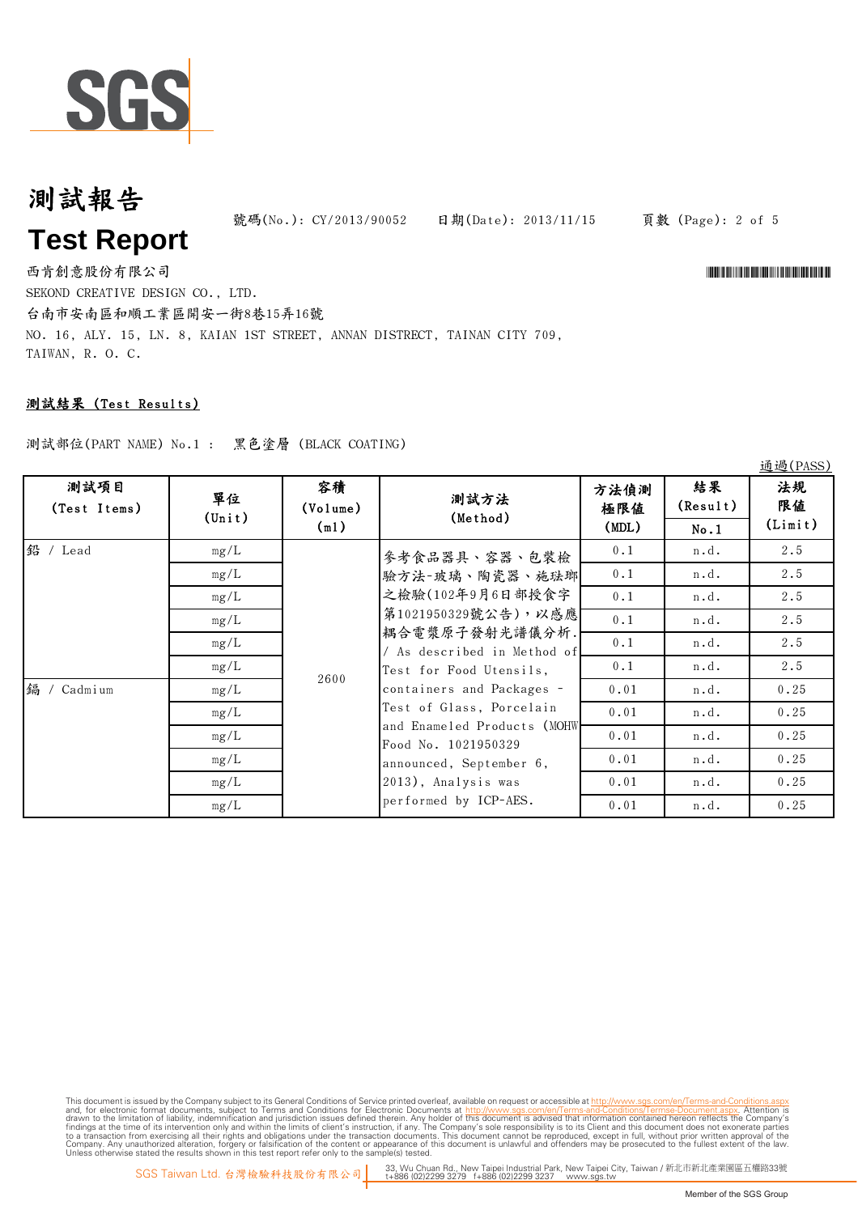# 測試報告

# Test Report

號碼(No.): CY/2013/90052　日期(Date): 2013/11/15

西肯創意股份有限公司

SEKOND CREATIVE DESIGN CO., LTD.

台南市安南區和順工業區開安一街8巷15弄16號

NO. 16, ALY. 15, LN. 8, KAIAN 1ST STREET, ANNAN DISTRECT, TAINAN CITY 709, TAIWAN, R. O. C.

**測試結果 (Test Results)**

測試部位(PART NAME) No.1 : 黑色塗層 (BLACK COATING)

通過(PASS)

| 測試項目 (Test Items) | 單位 (Unit) | 容積 (Volume) (ml) | 測試方法 (Method) | 方法偵測極限值 (MDL) | 結果 (Result) No.1 | 法規限值 (Limit) |
|---|---|---|---|---|---|---|
| 鉛 / Lead | mg/L | 2600 | 參考食品器具、容器、包裝檢驗方法-玻璃、陶瓷器、施琺瑯之檢驗(102年9月6日部授食字第1021950329號公告),以感應耦合電漿原子發射光譜儀分析. / As described in Method of Test for Food Utensils, containers and Packages - Test of Glass, Porcelain and Enameled Products (MOHW Food No. 1021950329 announced, September 6, 2013), Analysis was performed by ICP-AES. | 0.1 | n.d. | 2.5 |
| | mg/L | | | 0.1 | n.d. | 2.5 |
| | mg/L | | | 0.1 | n.d. | 2.5 |
| | mg/L | | | 0.1 | n.d. | 2.5 |
| | mg/L | | | 0.1 | n.d. | 2.5 |
| | mg/L | | | 0.1 | n.d. | 2.5 |
| 鎘 / Cadmium | mg/L | | | 0.01 | n.d. | 0.25 |
| | mg/L | | | 0.01 | n.d. | 0.25 |
| | mg/L | | | 0.01 | n.d. | 0.25 |
| | mg/L | | | 0.01 | n.d. | 0.25 |
| | mg/L | | | 0.01 | n.d. | 0.25 |
| | mg/L | | | 0.01 | n.d. | 0.25 |

This document is issued by the Company subject to its General Conditions of Service printed overleaf, available on request or accessible at http://www.sgs.com/en/Terms-and-Conditions.aspx and, for electronic format documents, subject to Terms and Conditions for Electronic Documents at http://www.sgs.com/en/Terms-and-Conditions/Termse-Document.aspx. Attention is drawn to the limitation of liability, indemnification and jurisdiction issues defined therein. Any holder of this document is advised that information contained hereon reflects the Company's findings at the time of its intervention only and within the limits of client's instruction, if any. The Company's sole responsibility is to its Client and this document does not exonerate parties to a transaction from exercising all their rights and obligations under the transaction documents. This document cannot be reproduced, except in full, without prior written approval of the Company. Any unauthorized alteration, forgery or falsification of the content or appearance of this document is unlawful and offenders may be prosecuted to the fullest extent of the law. Unless otherwise stated the results shown in this test report refer only to the sample(s) tested.

SGS Taiwan Ltd. 台灣檢驗科技股份有限公司 | 33, Wu Chuan Rd., New Taipei Industrial Park, New Taipei City, Taiwan / 新北市新北產業園區五權路33號 t+886 (02)2299 3279 f+886 (02)2299 3237 www.sgs.tw

Member of the SGS Group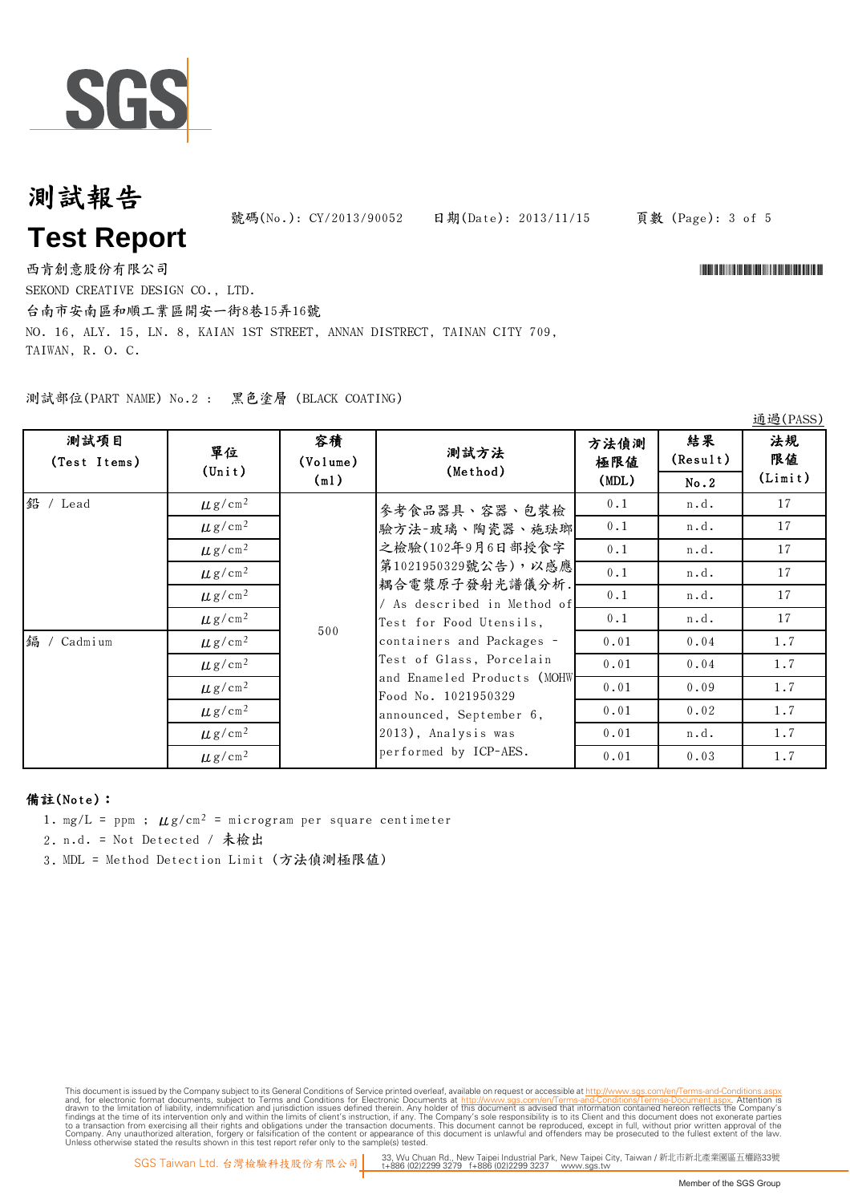# 測試報告

# Test Report

號碼(No.): CY/2013/90052　　日期(Date): 2013/11/15

西肯創意股份有限公司

SEKOND CREATIVE DESIGN CO., LTD.

台南市安南區和順工業區開安一街8巷15弄16號

NO. 16, ALY. 15, LN. 8, KAIAN 1ST STREET, ANNAN DISTRECT, TAINAN CITY 709, TAIWAN, R. O. C.

測試部位(PART NAME) No.2 :　黑色塗層 (BLACK COATING)

通過(PASS)

| 測試項目 (Test Items) | 單位 (Unit) | 容積 (Volume) (ml) | 測試方法 (Method) | 方法偵測極限值 (MDL) | 結果 (Result) No.2 | 法規限值 (Limit) |
|---|---|---|---|---|---|---|
| 鉛 / Lead | μg/cm² | 500 | 參考食品器具、容器、包裝檢驗方法-玻璃、陶瓷器、施琺瑯之檢驗(102年9月6日部授食字第1021950329號公告)，以感應耦合電漿原子發射光譜儀分析. / As described in Method of Test for Food Utensils, containers and Packages - Test of Glass, Porcelain and Enameled Products (MOHW Food No. 1021950329 announced, September 6, 2013), Analysis was performed by ICP-AES. | 0.1 | n.d. | 17 |
| | μg/cm² | | | 0.1 | n.d. | 17 |
| | μg/cm² | | | 0.1 | n.d. | 17 |
| | μg/cm² | | | 0.1 | n.d. | 17 |
| | μg/cm² | | | 0.1 | n.d. | 17 |
| | μg/cm² | | | 0.1 | n.d. | 17 |
| 鎘 / Cadmium | μg/cm² | | | 0.01 | 0.04 | 1.7 |
| | μg/cm² | | | 0.01 | 0.04 | 1.7 |
| | μg/cm² | | | 0.01 | 0.09 | 1.7 |
| | μg/cm² | | | 0.01 | 0.02 | 1.7 |
| | μg/cm² | | | 0.01 | n.d. | 1.7 |
| | μg/cm² | | | 0.01 | 0.03 | 1.7 |

**備註(Note)：**

1. mg/L = ppm ; μg/cm² = microgram per square centimeter
2. n.d. = Not Detected / 未檢出
3. MDL = Method Detection Limit (方法偵測極限值)

This document is issued by the Company subject to its General Conditions of Service printed overleaf, available on request or accessible at http://www.sgs.com/en/Terms-and-Conditions.aspx and, for electronic format documents, subject to Terms and Conditions for Electronic Documents at http://www.sgs.com/en/Terms-and-Conditions/Termse-Document.aspx. Attention is drawn to the limitation of liability, indemnification and jurisdiction issues defined therein. Any holder of this document is advised that information contained hereon reflects the Company's findings at the time of its intervention only and within the limits of client's instruction, if any. The Company's sole responsibility is to its Client and this document does not exonerate parties to a transaction from exercising all their rights and obligations under the transaction documents. This document cannot be reproduced, except in full, without prior written approval of the Company. Any unauthorized alteration, forgery or falsification of the content or appearance of this document is unlawful and offenders may be prosecuted to the fullest extent of the law. Unless otherwise stated the results shown in this test report refer only to the sample(s) tested.

SGS Taiwan Ltd. 台灣檢驗科技股份有限公司　33, Wu Chuan Rd., New Taipei Industrial Park, New Taipei City, Taiwan / 新北市新北產業園區五權路33號 t+886 (02)2299 3279　f+886 (02)2299 3237　www.sgs.tw

Member of the SGS Group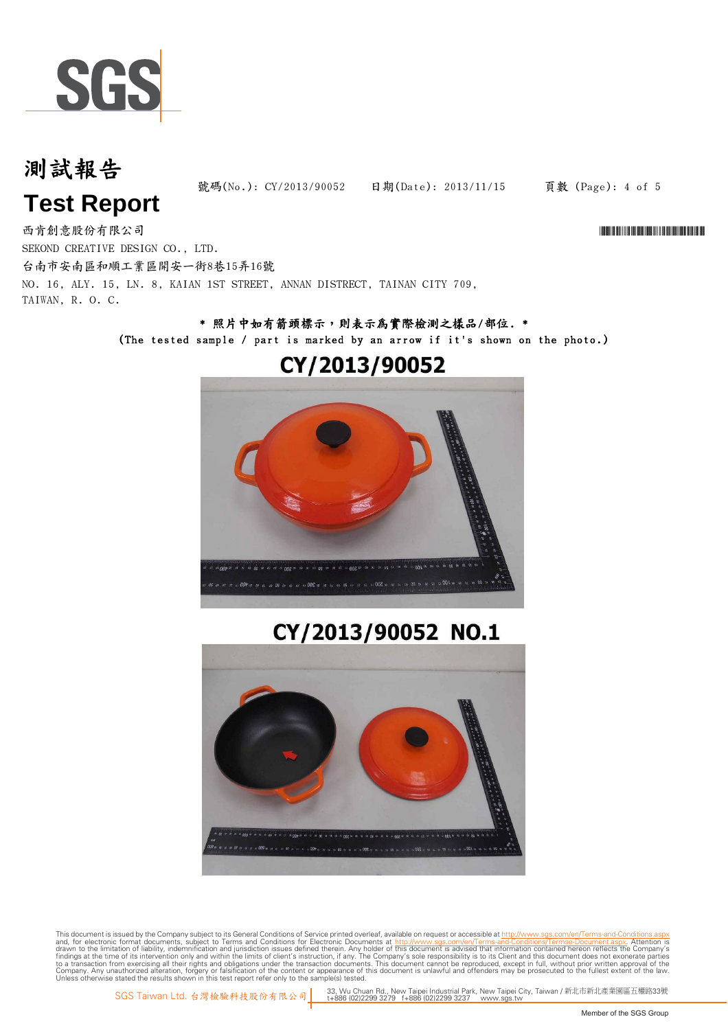# 測試報告

# Test Report

號碼(No.): CY/2013/90052　　日期(Date): 2013/11/15

西肯創意股份有限公司

SEKOND CREATIVE DESIGN CO., LTD.

台南市安南區和順工業區開安一街8巷15弄16號

NO. 16, ALY. 15, LN. 8, KAIAN 1ST STREET, ANNAN DISTRECT, TAINAN CITY 709, TAIWAN, R. O. C.

* 照片中如有箭頭標示，則表示為實際檢測之樣品/部位. *

(The tested sample / part is marked by an arrow if it's shown on the photo.)

CY/2013/90052

CY/2013/90052 NO.1

This document is issued by the Company subject to its General Conditions of Service printed overleaf, available on request or accessible at http://www.sgs.com/en/Terms-and-Conditions.aspx and, for electronic format documents, subject to Terms and Conditions for Electronic Documents at http://www.sgs.com/en/Terms-and-Conditions/Terms-e-Document.aspx. Attention is drawn to the limitation of liability, indemnification and jurisdiction issues defined therein. Any holder of this document is advised that information contained hereon reflects the Company's findings at the time of its intervention only and within the limits of client's instruction, if any. The Company's sole responsibility is to its Client and this document does not exonerate parties to a transaction from exercising all their rights and obligations under the transaction documents. This document cannot be reproduced, except in full, without prior written approval of the Company. Any unauthorized alteration, forgery or falsification of the content or appearance of this document is unlawful and offenders may be prosecuted to the fullest extent of the law. Unless otherwise stated the results shown in this test report refer only to the sample(s) tested.

SGS Taiwan Ltd. 台灣檢驗科技股份有限公司 | 33, Wu Chuan Rd., New Taipei Industrial Park, New Taipei City, Taiwan / 新北市新北產業園區五權路33號 t+886 (02)2299 3279 f+886 (02)2299 3237 www.sgs.tw

Member of the SGS Group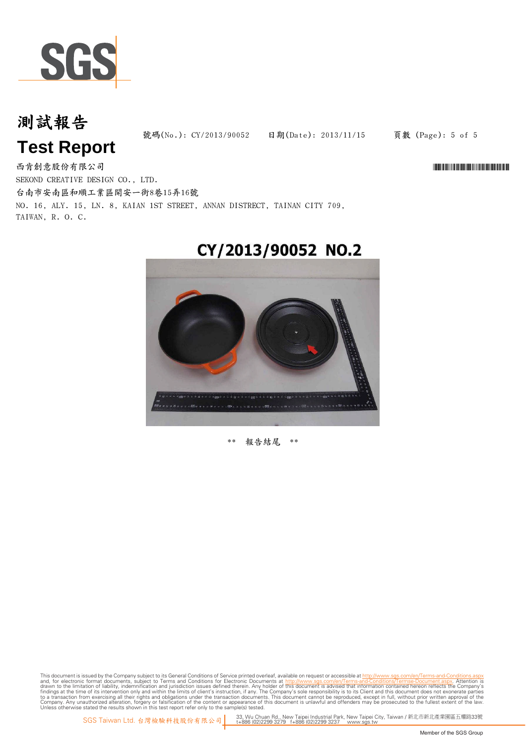# 測試報告

# Test Report

號碼(No.): CY/2013/90052　　日期(Date): 2013/11/15

西肯創意股份有限公司

SEKOND CREATIVE DESIGN CO., LTD.

台南市安南區和順工業區開安一街8巷15弄16號

NO. 16, ALY. 15, LN. 8, KAIAN 1ST STREET, ANNAN DISTRECT, TAINAN CITY 709, TAIWAN, R. O. C.

CY/2013/90052 NO.2

** 報告結尾 **

This document is issued by the Company subject to its General Conditions of Service printed overleaf, available on request or accessible at http://www.sgs.com/en/Terms-and-Conditions.aspx and, for electronic format documents, subject to Terms and Conditions for Electronic Documents at http://www.sgs.com/en/Terms-and-Conditions/Termse-Document.aspx. Attention is drawn to the limitation of liability, indemnification and jurisdiction issues defined therein. Any holder of this document is advised that information contained hereon reflects the Company's findings at the time of its intervention only and within the limits of client's instruction, if any. The Company's sole responsibility is to its Client and this document does not exonerate parties to a transaction from exercising all their rights and obligations under the transaction documents. This document cannot be reproduced, except in full, without prior written approval of the Company. Any unauthorized alteration, forgery or falsification of the content or appearance of this document is unlawful and offenders may be prosecuted to the fullest extent of the law. Unless otherwise stated the results shown in this test report refer only to the sample(s) tested.

SGS Taiwan Ltd. 台灣檢驗科技股份有限公司 | 33, Wu Chuan Rd., New Taipei Industrial Park, New Taipei City, Taiwan / 新北市新北產業園區五權路33號 t+886 (02)2299 3279 f+886 (02)2299 3237 www.sgs.tw

Member of the SGS Group